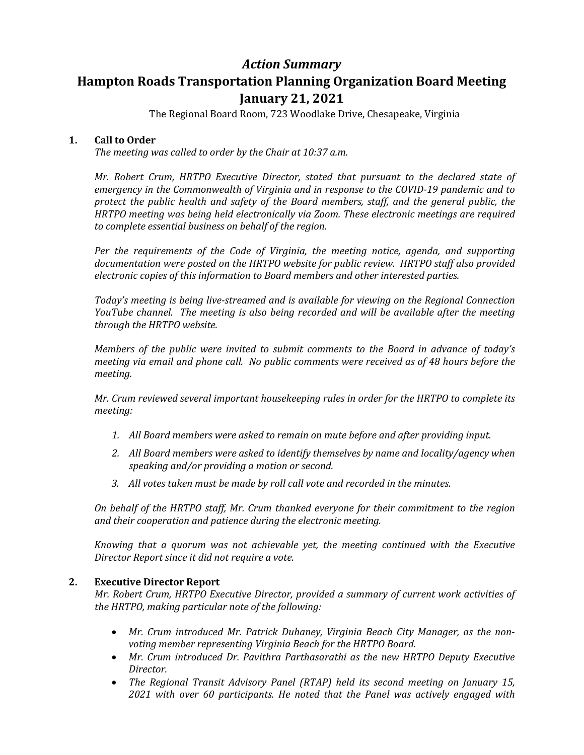# *Action Summary*

# Hampton Roads Transportation Planning Organization Board Meeting

# January 21, 2021

The Regional Board Room, 723 Woodlake Drive, Chesapeake, Virginia

## 1. Call to Order

*The meeting was called to order by the Chair at 10:37 a.m.*

*Mr. Robert Crum, HRTPO Executive Director, stated that pursuant to the declared state of emergency in the Commonwealth of Virginia and in response to the COVID-19 pandemic and to protect the public health and safety of the Board members, staff, and the general public, the HRTPO meeting was being held electronically via Zoom. These electronic meetings are required to complete essential business on behalf of the region.*

*Per the requirements of the Code of Virginia, the meeting notice, agenda, and supporting documentation were posted on the HRTPO website for public review. HRTPO staff also provided electronic copies of this information to Board members and other interested parties.*

*Today's meeting is being live-streamed and is available for viewing on the Regional Connection YouTube channel. The meeting is also being recorded and will be available after the meeting through the HRTPO website.*

*Members of the public were invited to submit comments to the Board in advance of today's meeting via email and phone call. No public comments were received as of 48 hours before the meeting.*

*Mr. Crum reviewed several important housekeeping rules in order for the HRTPO to complete its meeting:*

1. *All Board members were asked to remain on mute before and after providing input.*
2. *All Board members were asked to identify themselves by name and locality/agency when speaking and/or providing a motion or second.*
3. *All votes taken must be made by roll call vote and recorded in the minutes.*

*On behalf of the HRTPO staff, Mr. Crum thanked everyone for their commitment to the region and their cooperation and patience during the electronic meeting.*

*Knowing that a quorum was not achievable yet, the meeting continued with the Executive Director Report since it did not require a vote.*

## 2. Executive Director Report

*Mr. Robert Crum, HRTPO Executive Director, provided a summary of current work activities of the HRTPO, making particular note of the following:*

- *Mr. Crum introduced Mr. Patrick Duhaney, Virginia Beach City Manager, as the non-voting member representing Virginia Beach for the HRTPO Board.*
- *Mr. Crum introduced Dr. Pavithra Parthasarathi as the new HRTPO Deputy Executive Director.*
- *The Regional Transit Advisory Panel (RTAP) held its second meeting on January 15, 2021 with over 60 participants. He noted that the Panel was actively engaged with*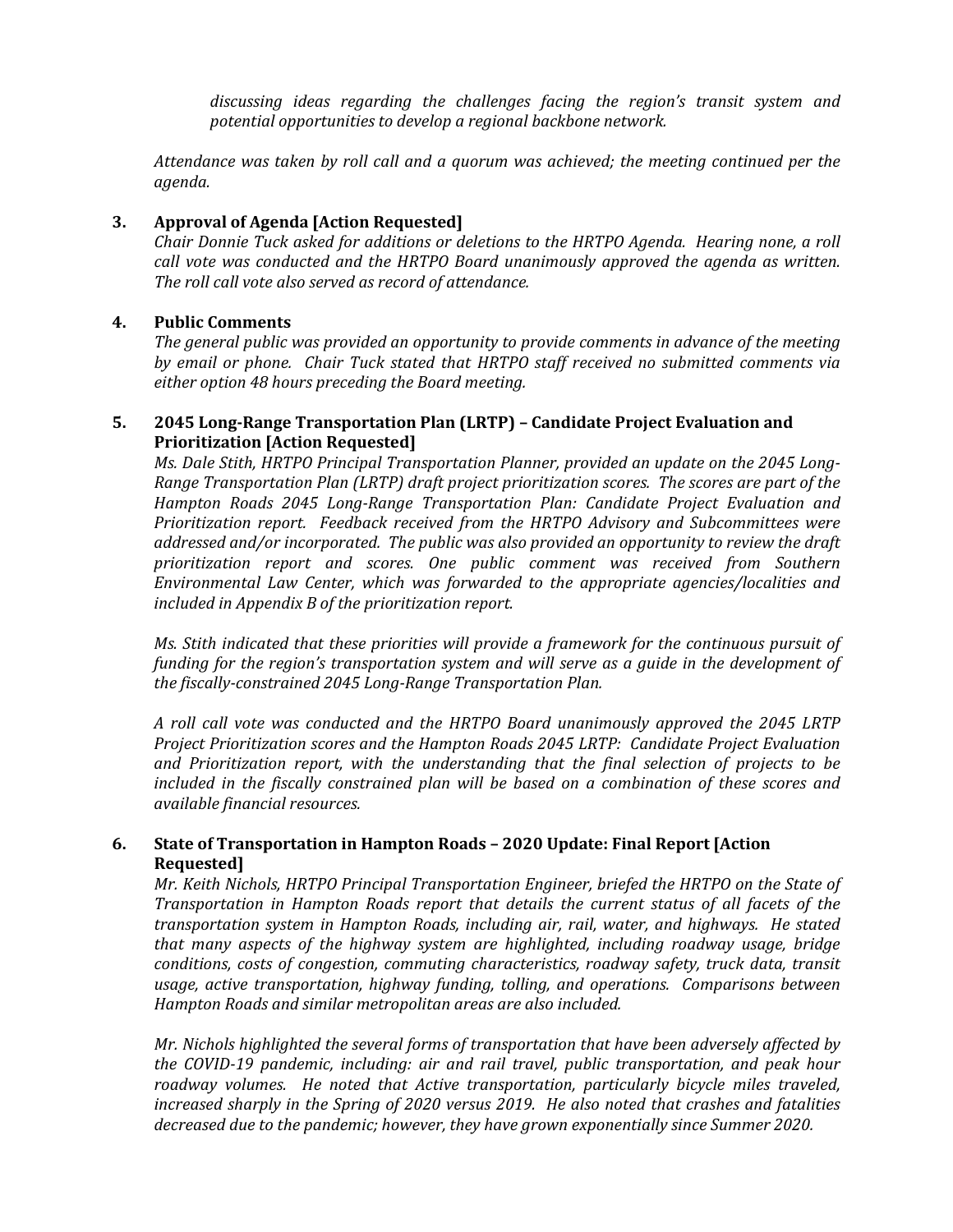*discussing ideas regarding the challenges facing the region's transit system and potential opportunities to develop a regional backbone network.*

*Attendance was taken by roll call and a quorum was achieved; the meeting continued per the agenda.*

**3. Approval of Agenda [Action Requested]**

*Chair Donnie Tuck asked for additions or deletions to the HRTPO Agenda. Hearing none, a roll call vote was conducted and the HRTPO Board unanimously approved the agenda as written. The roll call vote also served as record of attendance.*

**4. Public Comments**

*The general public was provided an opportunity to provide comments in advance of the meeting by email or phone. Chair Tuck stated that HRTPO staff received no submitted comments via either option 48 hours preceding the Board meeting.*

**5. 2045 Long-Range Transportation Plan (LRTP) – Candidate Project Evaluation and Prioritization [Action Requested]**

*Ms. Dale Stith, HRTPO Principal Transportation Planner, provided an update on the 2045 Long-Range Transportation Plan (LRTP) draft project prioritization scores. The scores are part of the Hampton Roads 2045 Long-Range Transportation Plan: Candidate Project Evaluation and Prioritization report. Feedback received from the HRTPO Advisory and Subcommittees were addressed and/or incorporated. The public was also provided an opportunity to review the draft prioritization report and scores. One public comment was received from Southern Environmental Law Center, which was forwarded to the appropriate agencies/localities and included in Appendix B of the prioritization report.*

*Ms. Stith indicated that these priorities will provide a framework for the continuous pursuit of funding for the region's transportation system and will serve as a guide in the development of the fiscally-constrained 2045 Long-Range Transportation Plan.*

*A roll call vote was conducted and the HRTPO Board unanimously approved the 2045 LRTP Project Prioritization scores and the Hampton Roads 2045 LRTP: Candidate Project Evaluation and Prioritization report, with the understanding that the final selection of projects to be included in the fiscally constrained plan will be based on a combination of these scores and available financial resources.*

**6. State of Transportation in Hampton Roads – 2020 Update: Final Report [Action Requested]**

*Mr. Keith Nichols, HRTPO Principal Transportation Engineer, briefed the HRTPO on the State of Transportation in Hampton Roads report that details the current status of all facets of the transportation system in Hampton Roads, including air, rail, water, and highways. He stated that many aspects of the highway system are highlighted, including roadway usage, bridge conditions, costs of congestion, commuting characteristics, roadway safety, truck data, transit usage, active transportation, highway funding, tolling, and operations. Comparisons between Hampton Roads and similar metropolitan areas are also included.*

*Mr. Nichols highlighted the several forms of transportation that have been adversely affected by the COVID-19 pandemic, including: air and rail travel, public transportation, and peak hour roadway volumes. He noted that Active transportation, particularly bicycle miles traveled, increased sharply in the Spring of 2020 versus 2019. He also noted that crashes and fatalities decreased due to the pandemic; however, they have grown exponentially since Summer 2020.*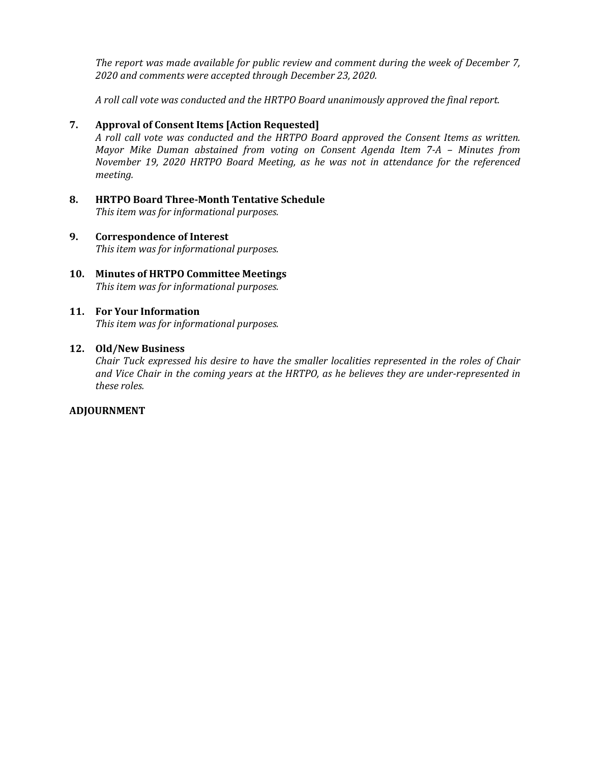*The report was made available for public review and comment during the week of December 7, 2020 and comments were accepted through December 23, 2020.*

*A roll call vote was conducted and the HRTPO Board unanimously approved the final report.*

**7. Approval of Consent Items [Action Requested]**

*A roll call vote was conducted and the HRTPO Board approved the Consent Items as written. Mayor Mike Duman abstained from voting on Consent Agenda Item 7-A – Minutes from November 19, 2020 HRTPO Board Meeting, as he was not in attendance for the referenced meeting.*

**8. HRTPO Board Three-Month Tentative Schedule**

*This item was for informational purposes.*

**9. Correspondence of Interest**

*This item was for informational purposes.*

**10. Minutes of HRTPO Committee Meetings**

*This item was for informational purposes.*

**11. For Your Information**

*This item was for informational purposes.*

**12. Old/New Business**

*Chair Tuck expressed his desire to have the smaller localities represented in the roles of Chair and Vice Chair in the coming years at the HRTPO, as he believes they are under-represented in these roles.*

**ADJOURNMENT**